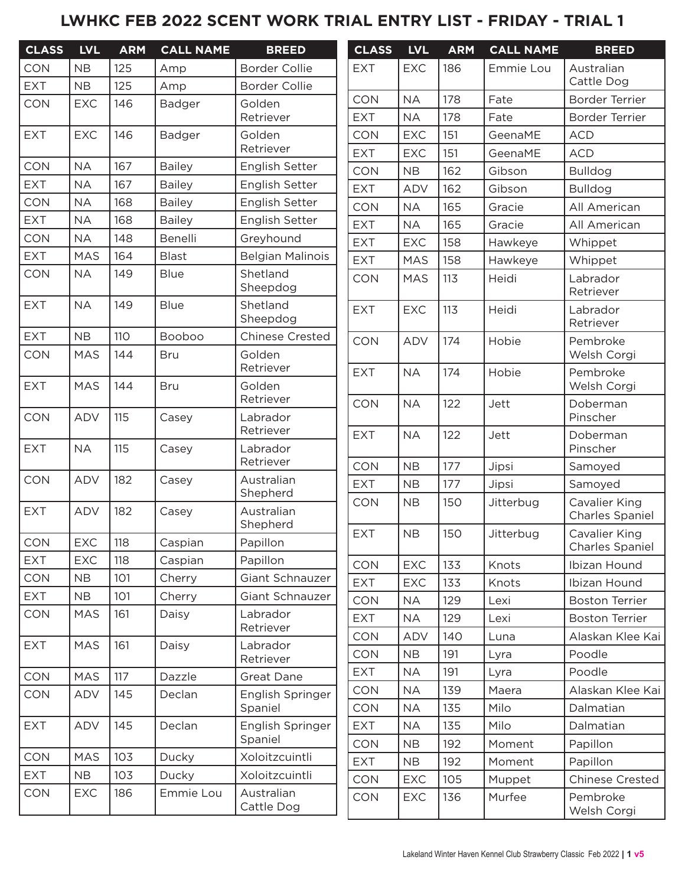# LWHKC FEB 2022 SCENT WORK TRIAL ENTRY LIST - FRIDAY - TRIAL 1

| CLASS | LVL | ARM | CALL NAME | BREED |
|---|---|---|---|---|
| CON | NB | 125 | Amp | Border Collie |
| EXT | NB | 125 | Amp | Border Collie |
| CON | EXC | 146 | Badger | Golden Retriever |
| EXT | EXC | 146 | Badger | Golden Retriever |
| CON | NA | 167 | Bailey | English Setter |
| EXT | NA | 167 | Bailey | English Setter |
| CON | NA | 168 | Bailey | English Setter |
| EXT | NA | 168 | Bailey | English Setter |
| CON | NA | 148 | Benelli | Greyhound |
| EXT | MAS | 164 | Blast | Belgian Malinois |
| CON | NA | 149 | Blue | Shetland Sheepdog |
| EXT | NA | 149 | Blue | Shetland Sheepdog |
| EXT | NB | 110 | Booboo | Chinese Crested |
| CON | MAS | 144 | Bru | Golden Retriever |
| EXT | MAS | 144 | Bru | Golden Retriever |
| CON | ADV | 115 | Casey | Labrador Retriever |
| EXT | NA | 115 | Casey | Labrador Retriever |
| CON | ADV | 182 | Casey | Australian Shepherd |
| EXT | ADV | 182 | Casey | Australian Shepherd |
| CON | EXC | 118 | Caspian | Papillon |
| EXT | EXC | 118 | Caspian | Papillon |
| CON | NB | 101 | Cherry | Giant Schnauzer |
| EXT | NB | 101 | Cherry | Giant Schnauzer |
| CON | MAS | 161 | Daisy | Labrador Retriever |
| EXT | MAS | 161 | Daisy | Labrador Retriever |
| CON | MAS | 117 | Dazzle | Great Dane |
| CON | ADV | 145 | Declan | English Springer Spaniel |
| EXT | ADV | 145 | Declan | English Springer Spaniel |
| CON | MAS | 103 | Ducky | Xoloitzcuintli |
| EXT | NB | 103 | Ducky | Xoloitzcuintli |
| CON | EXC | 186 | Emmie Lou | Australian Cattle Dog |
| EXT | EXC | 186 | Emmie Lou | Australian Cattle Dog |
| CON | NA | 178 | Fate | Border Terrier |
| EXT | NA | 178 | Fate | Border Terrier |
| CON | EXC | 151 | GeenaME | ACD |
| EXT | EXC | 151 | GeenaME | ACD |
| CON | NB | 162 | Gibson | Bulldog |
| EXT | ADV | 162 | Gibson | Bulldog |
| CON | NA | 165 | Gracie | All American |
| EXT | NA | 165 | Gracie | All American |
| EXT | EXC | 158 | Hawkeye | Whippet |
| EXT | MAS | 158 | Hawkeye | Whippet |
| CON | MAS | 113 | Heidi | Labrador Retriever |
| EXT | EXC | 113 | Heidi | Labrador Retriever |
| CON | ADV | 174 | Hobie | Pembroke Welsh Corgi |
| EXT | NA | 174 | Hobie | Pembroke Welsh Corgi |
| CON | NA | 122 | Jett | Doberman Pinscher |
| EXT | NA | 122 | Jett | Doberman Pinscher |
| CON | NB | 177 | Jipsi | Samoyed |
| EXT | NB | 177 | Jipsi | Samoyed |
| CON | NB | 150 | Jitterbug | Cavalier King Charles Spaniel |
| EXT | NB | 150 | Jitterbug | Cavalier King Charles Spaniel |
| CON | EXC | 133 | Knots | Ibizan Hound |
| EXT | EXC | 133 | Knots | Ibizan Hound |
| CON | NA | 129 | Lexi | Boston Terrier |
| EXT | NA | 129 | Lexi | Boston Terrier |
| CON | ADV | 140 | Luna | Alaskan Klee Kai |
| CON | NB | 191 | Lyra | Poodle |
| EXT | NA | 191 | Lyra | Poodle |
| CON | NA | 139 | Maera | Alaskan Klee Kai |
| CON | NA | 135 | Milo | Dalmatian |
| EXT | NA | 135 | Milo | Dalmatian |
| CON | NB | 192 | Moment | Papillon |
| EXT | NB | 192 | Moment | Papillon |
| CON | EXC | 105 | Muppet | Chinese Crested |
| CON | EXC | 136 | Murfee | Pembroke Welsh Corgi |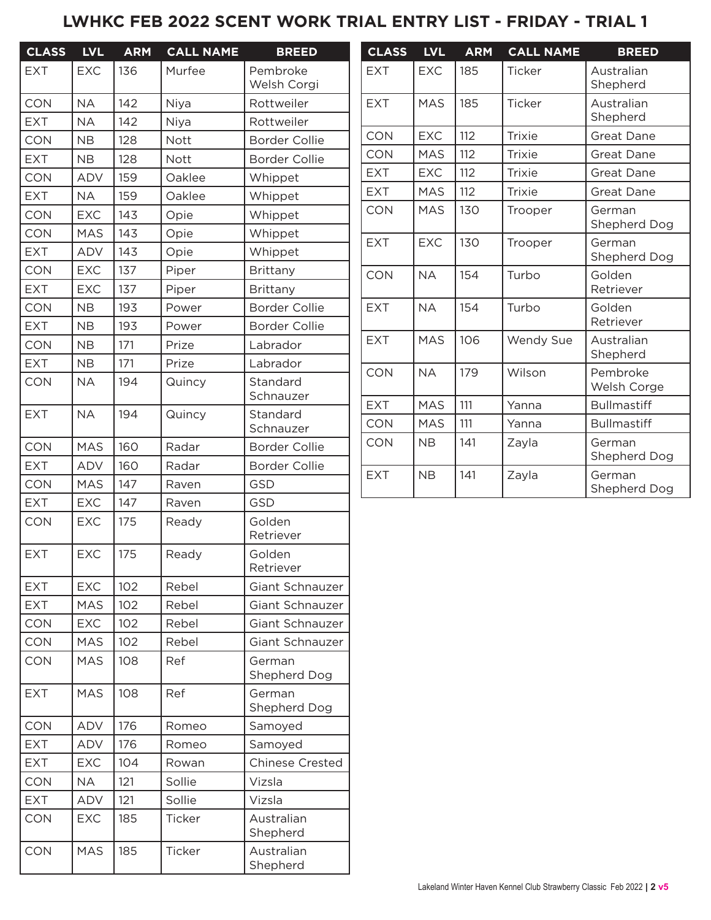# LWHKC FEB 2022 SCENT WORK TRIAL ENTRY LIST - FRIDAY - TRIAL 1

| CLASS | LVL | ARM | CALL NAME | BREED |
|---|---|---|---|---|
| EXT | EXC | 136 | Murfee | Pembroke Welsh Corgi |
| CON | NA | 142 | Niya | Rottweiler |
| EXT | NA | 142 | Niya | Rottweiler |
| CON | NB | 128 | Nott | Border Collie |
| EXT | NB | 128 | Nott | Border Collie |
| CON | ADV | 159 | Oaklee | Whippet |
| EXT | NA | 159 | Oaklee | Whippet |
| CON | EXC | 143 | Opie | Whippet |
| CON | MAS | 143 | Opie | Whippet |
| EXT | ADV | 143 | Opie | Whippet |
| CON | EXC | 137 | Piper | Brittany |
| EXT | EXC | 137 | Piper | Brittany |
| CON | NB | 193 | Power | Border Collie |
| EXT | NB | 193 | Power | Border Collie |
| CON | NB | 171 | Prize | Labrador |
| EXT | NB | 171 | Prize | Labrador |
| CON | NA | 194 | Quincy | Standard Schnauzer |
| EXT | NA | 194 | Quincy | Standard Schnauzer |
| CON | MAS | 160 | Radar | Border Collie |
| EXT | ADV | 160 | Radar | Border Collie |
| CON | MAS | 147 | Raven | GSD |
| EXT | EXC | 147 | Raven | GSD |
| CON | EXC | 175 | Ready | Golden Retriever |
| EXT | EXC | 175 | Ready | Golden Retriever |
| EXT | EXC | 102 | Rebel | Giant Schnauzer |
| EXT | MAS | 102 | Rebel | Giant Schnauzer |
| CON | EXC | 102 | Rebel | Giant Schnauzer |
| CON | MAS | 102 | Rebel | Giant Schnauzer |
| CON | MAS | 108 | Ref | German Shepherd Dog |
| EXT | MAS | 108 | Ref | German Shepherd Dog |
| CON | ADV | 176 | Romeo | Samoyed |
| EXT | ADV | 176 | Romeo | Samoyed |
| EXT | EXC | 104 | Rowan | Chinese Crested |
| CON | NA | 121 | Sollie | Vizsla |
| EXT | ADV | 121 | Sollie | Vizsla |
| CON | EXC | 185 | Ticker | Australian Shepherd |
| CON | MAS | 185 | Ticker | Australian Shepherd |
| EXT | EXC | 185 | Ticker | Australian Shepherd |
| EXT | MAS | 185 | Ticker | Australian Shepherd |
| CON | EXC | 112 | Trixie | Great Dane |
| CON | MAS | 112 | Trixie | Great Dane |
| EXT | EXC | 112 | Trixie | Great Dane |
| EXT | MAS | 112 | Trixie | Great Dane |
| CON | MAS | 130 | Trooper | German Shepherd Dog |
| EXT | EXC | 130 | Trooper | German Shepherd Dog |
| CON | NA | 154 | Turbo | Golden Retriever |
| EXT | NA | 154 | Turbo | Golden Retriever |
| EXT | MAS | 106 | Wendy Sue | Australian Shepherd |
| CON | NA | 179 | Wilson | Pembroke Welsh Corge |
| EXT | MAS | 111 | Yanna | Bullmastiff |
| CON | MAS | 111 | Yanna | Bullmastiff |
| CON | NB | 141 | Zayla | German Shepherd Dog |
| EXT | NB | 141 | Zayla | German Shepherd Dog |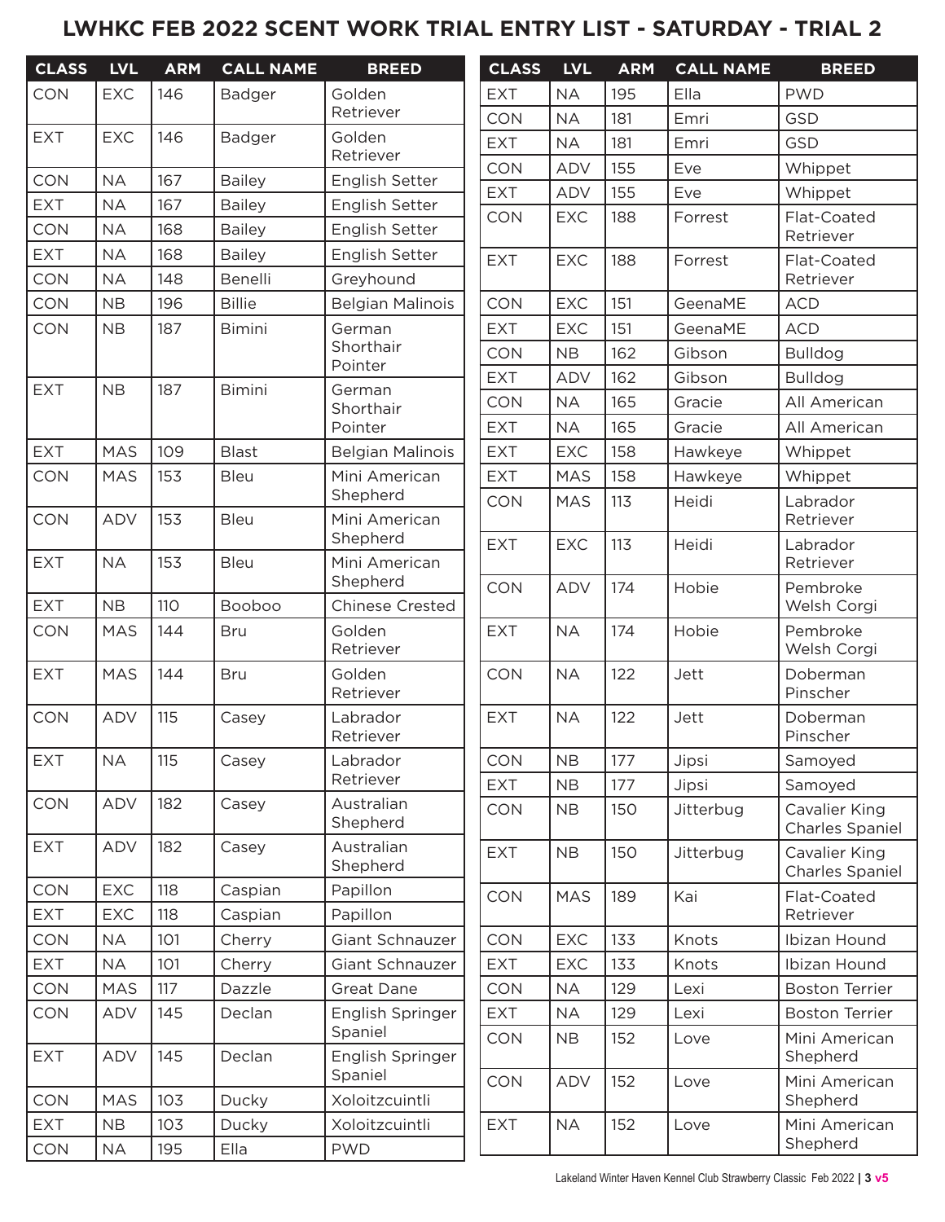## LWHKC FEB 2022 SCENT WORK TRIAL ENTRY LIST - SATURDAY - TRIAL 2

| CLASS | LVL | ARM | CALL NAME | BREED |
|---|---|---|---|---|
| CON | EXC | 146 | Badger | Golden Retriever |
| EXT | EXC | 146 | Badger | Golden Retriever |
| CON | NA | 167 | Bailey | English Setter |
| EXT | NA | 167 | Bailey | English Setter |
| CON | NA | 168 | Bailey | English Setter |
| EXT | NA | 168 | Bailey | English Setter |
| CON | NA | 148 | Benelli | Greyhound |
| CON | NB | 196 | Billie | Belgian Malinois |
| CON | NB | 187 | Bimini | German Shorthair Pointer |
| EXT | NB | 187 | Bimini | German Shorthair Pointer |
| EXT | MAS | 109 | Blast | Belgian Malinois |
| CON | MAS | 153 | Bleu | Mini American Shepherd |
| CON | ADV | 153 | Bleu | Mini American Shepherd |
| EXT | NA | 153 | Bleu | Mini American Shepherd |
| EXT | NB | 110 | Booboo | Chinese Crested |
| CON | MAS | 144 | Bru | Golden Retriever |
| EXT | MAS | 144 | Bru | Golden Retriever |
| CON | ADV | 115 | Casey | Labrador Retriever |
| EXT | NA | 115 | Casey | Labrador Retriever |
| CON | ADV | 182 | Casey | Australian Shepherd |
| EXT | ADV | 182 | Casey | Australian Shepherd |
| CON | EXC | 118 | Caspian | Papillon |
| EXT | EXC | 118 | Caspian | Papillon |
| CON | NA | 101 | Cherry | Giant Schnauzer |
| EXT | NA | 101 | Cherry | Giant Schnauzer |
| CON | MAS | 117 | Dazzle | Great Dane |
| CON | ADV | 145 | Declan | English Springer Spaniel |
| EXT | ADV | 145 | Declan | English Springer Spaniel |
| CON | MAS | 103 | Ducky | Xoloitzcuintli |
| EXT | NB | 103 | Ducky | Xoloitzcuintli |
| CON | NA | 195 | Ella | PWD |
| EXT | NA | 195 | Ella | PWD |
| CON | NA | 181 | Emri | GSD |
| EXT | NA | 181 | Emri | GSD |
| CON | ADV | 155 | Eve | Whippet |
| EXT | ADV | 155 | Eve | Whippet |
| CON | EXC | 188 | Forrest | Flat-Coated Retriever |
| EXT | EXC | 188 | Forrest | Flat-Coated Retriever |
| CON | EXC | 151 | GeenaME | ACD |
| EXT | EXC | 151 | GeenaME | ACD |
| CON | NB | 162 | Gibson | Bulldog |
| EXT | ADV | 162 | Gibson | Bulldog |
| CON | NA | 165 | Gracie | All American |
| EXT | NA | 165 | Gracie | All American |
| EXT | EXC | 158 | Hawkeye | Whippet |
| EXT | MAS | 158 | Hawkeye | Whippet |
| CON | MAS | 113 | Heidi | Labrador Retriever |
| EXT | EXC | 113 | Heidi | Labrador Retriever |
| CON | ADV | 174 | Hobie | Pembroke Welsh Corgi |
| EXT | NA | 174 | Hobie | Pembroke Welsh Corgi |
| CON | NA | 122 | Jett | Doberman Pinscher |
| EXT | NA | 122 | Jett | Doberman Pinscher |
| CON | NB | 177 | Jipsi | Samoyed |
| EXT | NB | 177 | Jipsi | Samoyed |
| CON | NB | 150 | Jitterbug | Cavalier King Charles Spaniel |
| EXT | NB | 150 | Jitterbug | Cavalier King Charles Spaniel |
| CON | MAS | 189 | Kai | Flat-Coated Retriever |
| CON | EXC | 133 | Knots | Ibizan Hound |
| EXT | EXC | 133 | Knots | Ibizan Hound |
| CON | NA | 129 | Lexi | Boston Terrier |
| EXT | NA | 129 | Lexi | Boston Terrier |
| CON | NB | 152 | Love | Mini American Shepherd |
| CON | ADV | 152 | Love | Mini American Shepherd |
| EXT | NA | 152 | Love | Mini American Shepherd |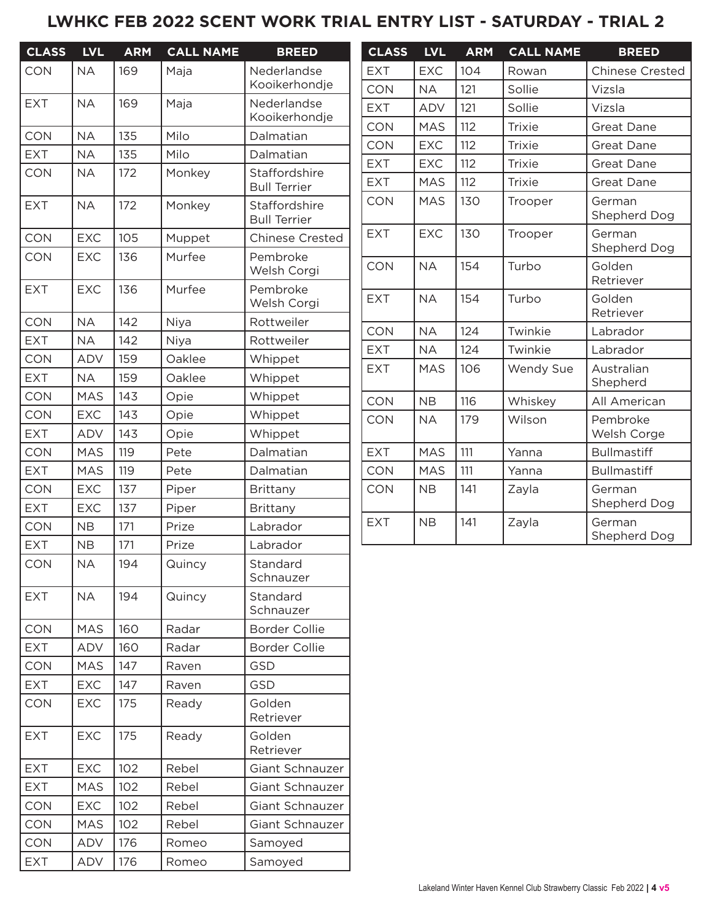# LWHKC FEB 2022 SCENT WORK TRIAL ENTRY LIST - SATURDAY - TRIAL 2

| CLASS | LVL | ARM | CALL NAME | BREED |
|---|---|---|---|---|
| CON | NA | 169 | Maja | Nederlandse Kooikerhondje |
| EXT | NA | 169 | Maja | Nederlandse Kooikerhondje |
| CON | NA | 135 | Milo | Dalmatian |
| EXT | NA | 135 | Milo | Dalmatian |
| CON | NA | 172 | Monkey | Staffordshire Bull Terrier |
| EXT | NA | 172 | Monkey | Staffordshire Bull Terrier |
| CON | EXC | 105 | Muppet | Chinese Crested |
| CON | EXC | 136 | Murfee | Pembroke Welsh Corgi |
| EXT | EXC | 136 | Murfee | Pembroke Welsh Corgi |
| CON | NA | 142 | Niya | Rottweiler |
| EXT | NA | 142 | Niya | Rottweiler |
| CON | ADV | 159 | Oaklee | Whippet |
| EXT | NA | 159 | Oaklee | Whippet |
| CON | MAS | 143 | Opie | Whippet |
| CON | EXC | 143 | Opie | Whippet |
| EXT | ADV | 143 | Opie | Whippet |
| CON | MAS | 119 | Pete | Dalmatian |
| EXT | MAS | 119 | Pete | Dalmatian |
| CON | EXC | 137 | Piper | Brittany |
| EXT | EXC | 137 | Piper | Brittany |
| CON | NB | 171 | Prize | Labrador |
| EXT | NB | 171 | Prize | Labrador |
| CON | NA | 194 | Quincy | Standard Schnauzer |
| EXT | NA | 194 | Quincy | Standard Schnauzer |
| CON | MAS | 160 | Radar | Border Collie |
| EXT | ADV | 160 | Radar | Border Collie |
| CON | MAS | 147 | Raven | GSD |
| EXT | EXC | 147 | Raven | GSD |
| CON | EXC | 175 | Ready | Golden Retriever |
| EXT | EXC | 175 | Ready | Golden Retriever |
| EXT | EXC | 102 | Rebel | Giant Schnauzer |
| EXT | MAS | 102 | Rebel | Giant Schnauzer |
| CON | EXC | 102 | Rebel | Giant Schnauzer |
| CON | MAS | 102 | Rebel | Giant Schnauzer |
| CON | ADV | 176 | Romeo | Samoyed |
| EXT | ADV | 176 | Romeo | Samoyed |
| EXT | EXC | 104 | Rowan | Chinese Crested |
| CON | NA | 121 | Sollie | Vizsla |
| EXT | ADV | 121 | Sollie | Vizsla |
| CON | MAS | 112 | Trixie | Great Dane |
| CON | EXC | 112 | Trixie | Great Dane |
| EXT | EXC | 112 | Trixie | Great Dane |
| EXT | MAS | 112 | Trixie | Great Dane |
| CON | MAS | 130 | Trooper | German Shepherd Dog |
| EXT | EXC | 130 | Trooper | German Shepherd Dog |
| CON | NA | 154 | Turbo | Golden Retriever |
| EXT | NA | 154 | Turbo | Golden Retriever |
| CON | NA | 124 | Twinkie | Labrador |
| EXT | NA | 124 | Twinkie | Labrador |
| EXT | MAS | 106 | Wendy Sue | Australian Shepherd |
| CON | NB | 116 | Whiskey | All American |
| CON | NA | 179 | Wilson | Pembroke Welsh Corge |
| EXT | MAS | 111 | Yanna | Bullmastiff |
| CON | MAS | 111 | Yanna | Bullmastiff |
| CON | NB | 141 | Zayla | German Shepherd Dog |
| EXT | NB | 141 | Zayla | German Shepherd Dog |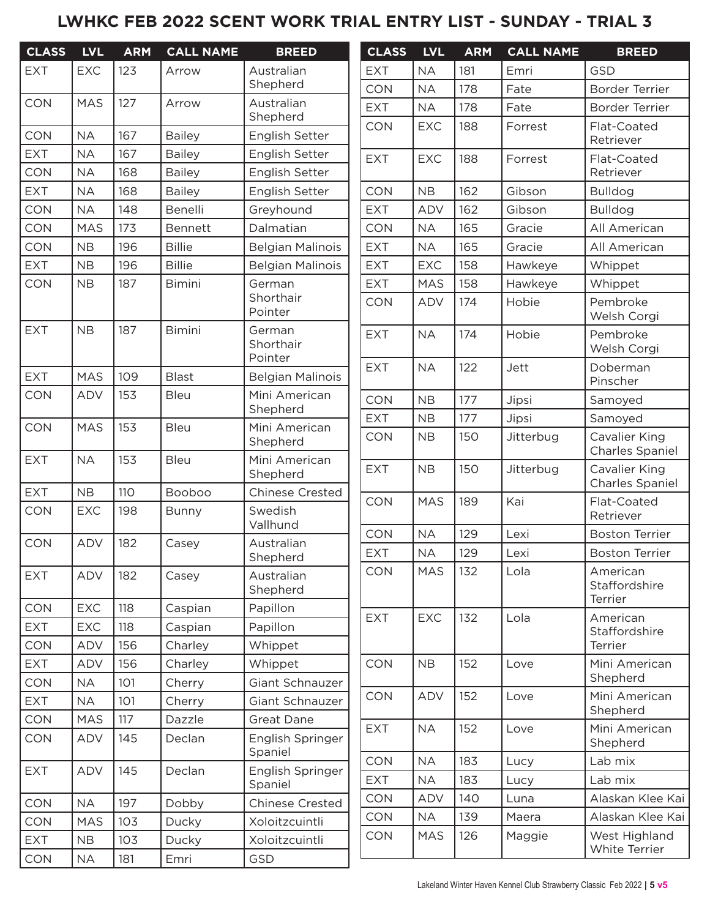# LWHKC FEB 2022 SCENT WORK TRIAL ENTRY LIST - SUNDAY - TRIAL 3

| CLASS | LVL | ARM | CALL NAME | BREED |
|---|---|---|---|---|
| EXT | EXC | 123 | Arrow | Australian Shepherd |
| CON | MAS | 127 | Arrow | Australian Shepherd |
| CON | NA | 167 | Bailey | English Setter |
| EXT | NA | 167 | Bailey | English Setter |
| CON | NA | 168 | Bailey | English Setter |
| EXT | NA | 168 | Bailey | English Setter |
| CON | NA | 148 | Benelli | Greyhound |
| CON | MAS | 173 | Bennett | Dalmatian |
| CON | NB | 196 | Billie | Belgian Malinois |
| EXT | NB | 196 | Billie | Belgian Malinois |
| CON | NB | 187 | Bimini | German Shorthair Pointer |
| EXT | NB | 187 | Bimini | German Shorthair Pointer |
| EXT | MAS | 109 | Blast | Belgian Malinois |
| CON | ADV | 153 | Bleu | Mini American Shepherd |
| CON | MAS | 153 | Bleu | Mini American Shepherd |
| EXT | NA | 153 | Bleu | Mini American Shepherd |
| EXT | NB | 110 | Booboo | Chinese Crested |
| CON | EXC | 198 | Bunny | Swedish Vallhund |
| CON | ADV | 182 | Casey | Australian Shepherd |
| EXT | ADV | 182 | Casey | Australian Shepherd |
| CON | EXC | 118 | Caspian | Papillon |
| EXT | EXC | 118 | Caspian | Papillon |
| CON | ADV | 156 | Charley | Whippet |
| EXT | ADV | 156 | Charley | Whippet |
| CON | NA | 101 | Cherry | Giant Schnauzer |
| EXT | NA | 101 | Cherry | Giant Schnauzer |
| CON | MAS | 117 | Dazzle | Great Dane |
| CON | ADV | 145 | Declan | English Springer Spaniel |
| EXT | ADV | 145 | Declan | English Springer Spaniel |
| CON | NA | 197 | Dobby | Chinese Crested |
| CON | MAS | 103 | Ducky | Xoloitzcuintli |
| EXT | NB | 103 | Ducky | Xoloitzcuintli |
| CON | NA | 181 | Emri | GSD |
| EXT | NA | 181 | Emri | GSD |
| CON | NA | 178 | Fate | Border Terrier |
| EXT | NA | 178 | Fate | Border Terrier |
| CON | EXC | 188 | Forrest | Flat-Coated Retriever |
| EXT | EXC | 188 | Forrest | Flat-Coated Retriever |
| CON | NB | 162 | Gibson | Bulldog |
| EXT | ADV | 162 | Gibson | Bulldog |
| CON | NA | 165 | Gracie | All American |
| EXT | NA | 165 | Gracie | All American |
| EXT | EXC | 158 | Hawkeye | Whippet |
| EXT | MAS | 158 | Hawkeye | Whippet |
| CON | ADV | 174 | Hobie | Pembroke Welsh Corgi |
| EXT | NA | 174 | Hobie | Pembroke Welsh Corgi |
| EXT | NA | 122 | Jett | Doberman Pinscher |
| CON | NB | 177 | Jipsi | Samoyed |
| EXT | NB | 177 | Jipsi | Samoyed |
| CON | NB | 150 | Jitterbug | Cavalier King Charles Spaniel |
| EXT | NB | 150 | Jitterbug | Cavalier King Charles Spaniel |
| CON | MAS | 189 | Kai | Flat-Coated Retriever |
| CON | NA | 129 | Lexi | Boston Terrier |
| EXT | NA | 129 | Lexi | Boston Terrier |
| CON | MAS | 132 | Lola | American Staffordshire Terrier |
| EXT | EXC | 132 | Lola | American Staffordshire Terrier |
| CON | NB | 152 | Love | Mini American Shepherd |
| CON | ADV | 152 | Love | Mini American Shepherd |
| EXT | NA | 152 | Love | Mini American Shepherd |
| CON | NA | 183 | Lucy | Lab mix |
| EXT | NA | 183 | Lucy | Lab mix |
| CON | ADV | 140 | Luna | Alaskan Klee Kai |
| CON | NA | 139 | Maera | Alaskan Klee Kai |
| CON | MAS | 126 | Maggie | West Highland White Terrier |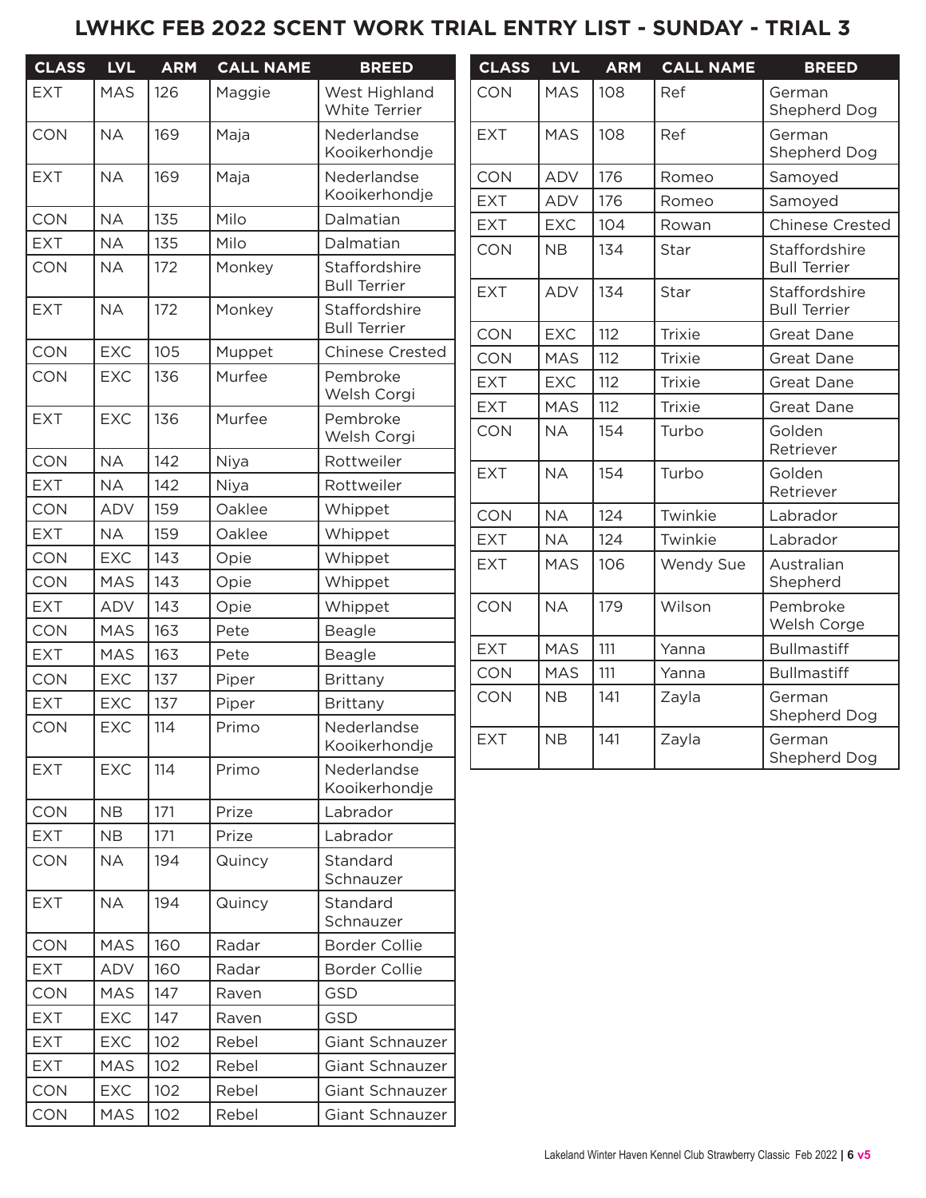## LWHKC FEB 2022 SCENT WORK TRIAL ENTRY LIST - SUNDAY - TRIAL 3

| CLASS | LVL | ARM | CALL NAME | BREED |
|---|---|---|---|---|
| EXT | MAS | 126 | Maggie | West Highland White Terrier |
| CON | NA | 169 | Maja | Nederlandse Kooikerhondje |
| EXT | NA | 169 | Maja | Nederlandse Kooikerhondje |
| CON | NA | 135 | Milo | Dalmatian |
| EXT | NA | 135 | Milo | Dalmatian |
| CON | NA | 172 | Monkey | Staffordshire Bull Terrier |
| EXT | NA | 172 | Monkey | Staffordshire Bull Terrier |
| CON | EXC | 105 | Muppet | Chinese Crested |
| CON | EXC | 136 | Murfee | Pembroke Welsh Corgi |
| EXT | EXC | 136 | Murfee | Pembroke Welsh Corgi |
| CON | NA | 142 | Niya | Rottweiler |
| EXT | NA | 142 | Niya | Rottweiler |
| CON | ADV | 159 | Oaklee | Whippet |
| EXT | NA | 159 | Oaklee | Whippet |
| CON | EXC | 143 | Opie | Whippet |
| CON | MAS | 143 | Opie | Whippet |
| EXT | ADV | 143 | Opie | Whippet |
| CON | MAS | 163 | Pete | Beagle |
| EXT | MAS | 163 | Pete | Beagle |
| CON | EXC | 137 | Piper | Brittany |
| EXT | EXC | 137 | Piper | Brittany |
| CON | EXC | 114 | Primo | Nederlandse Kooikerhondje |
| EXT | EXC | 114 | Primo | Nederlandse Kooikerhondje |
| CON | NB | 171 | Prize | Labrador |
| EXT | NB | 171 | Prize | Labrador |
| CON | NA | 194 | Quincy | Standard Schnauzer |
| EXT | NA | 194 | Quincy | Standard Schnauzer |
| CON | MAS | 160 | Radar | Border Collie |
| EXT | ADV | 160 | Radar | Border Collie |
| CON | MAS | 147 | Raven | GSD |
| EXT | EXC | 147 | Raven | GSD |
| EXT | EXC | 102 | Rebel | Giant Schnauzer |
| EXT | MAS | 102 | Rebel | Giant Schnauzer |
| CON | EXC | 102 | Rebel | Giant Schnauzer |
| CON | MAS | 102 | Rebel | Giant Schnauzer |
| CON | MAS | 108 | Ref | German Shepherd Dog |
| EXT | MAS | 108 | Ref | German Shepherd Dog |
| CON | ADV | 176 | Romeo | Samoyed |
| EXT | ADV | 176 | Romeo | Samoyed |
| EXT | EXC | 104 | Rowan | Chinese Crested |
| CON | NB | 134 | Star | Staffordshire Bull Terrier |
| EXT | ADV | 134 | Star | Staffordshire Bull Terrier |
| CON | EXC | 112 | Trixie | Great Dane |
| CON | MAS | 112 | Trixie | Great Dane |
| EXT | EXC | 112 | Trixie | Great Dane |
| EXT | MAS | 112 | Trixie | Great Dane |
| CON | NA | 154 | Turbo | Golden Retriever |
| EXT | NA | 154 | Turbo | Golden Retriever |
| CON | NA | 124 | Twinkie | Labrador |
| EXT | NA | 124 | Twinkie | Labrador |
| EXT | MAS | 106 | Wendy Sue | Australian Shepherd |
| CON | NA | 179 | Wilson | Pembroke Welsh Corge |
| EXT | MAS | 111 | Yanna | Bullmastiff |
| CON | MAS | 111 | Yanna | Bullmastiff |
| CON | NB | 141 | Zayla | German Shepherd Dog |
| EXT | NB | 141 | Zayla | German Shepherd Dog |

Lakeland Winter Haven Kennel Club Strawberry Classic Feb 2022 | 6 v5